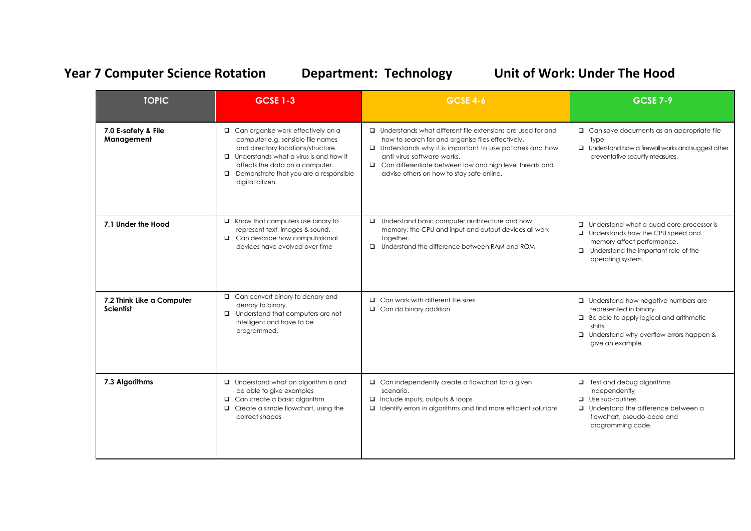**Year 7 Computer Science Rotation** **Department: Technology** **Unit of Work: Under The Hood**

| TOPIC | GCSE 1-3 | GCSE 4-6 | GCSE 7-9 |
|---|---|---|---|
| **7.0 E-safety & File Management** | ❑ Can organise work effectively on a computer e.g. sensible file names and directory locations/structure.<br>❑ Understands what a virus is and how it affects the data on a computer.<br>❑ Demonstrate that you are a responsible digital citizen. | ❑ Understands what different file extensions are used for and how to search for and organise files effectively.<br>❑ Understands why it is important to use patches and how anti-virus software works.<br>❑ Can differentiate between low and high level threats and advise others on how to stay safe online. | ❑ Can save documents as an appropriate file type<br>❑ Understand how a firewall works and suggest other preventative security measures. |
| **7.1 Under the Hood** | ❑ Know that computers use binary to represent text, images & sound.<br>❑ Can describe how computational devices have evolved over time | ❑ Understand basic computer architecture and how memory, the CPU and input and output devices all work together.<br>❑ Understand the difference between RAM and ROM | ❑ Understand what a quad core processor is<br>❑ Understands how the CPU speed and memory affect performance.<br>❑ Understand the important role of the operating system. |
| **7.2 Think Like a Computer Scientist** | ❑ Can convert binary to denary and denary to binary.<br>❑ Understand that computers are not intelligent and have to be programmed. | ❑ Can work with different file sizes<br>❑ Can do binary addition | ❑ Understand how negative numbers are represented in binary<br>❑ Be able to apply logical and arithmetic shifts<br>❑ Understand why overflow errors happen & give an example. |
| **7.3 Algorithms** | ❑ Understand what an algorithm is and be able to give examples<br>❑ Can create a basic algorithm<br>❑ Create a simple flowchart, using the correct shapes | ❑ Can independently create a flowchart for a given scenario.<br>❑ Include inputs, outputs & loops<br>❑ Identify errors in algorithms and find more efficient solutions | ❑ Test and debug algorithms independently<br>❑ Use sub-routines<br>❑ Understand the difference between a flowchart, pseudo-code and programming code. |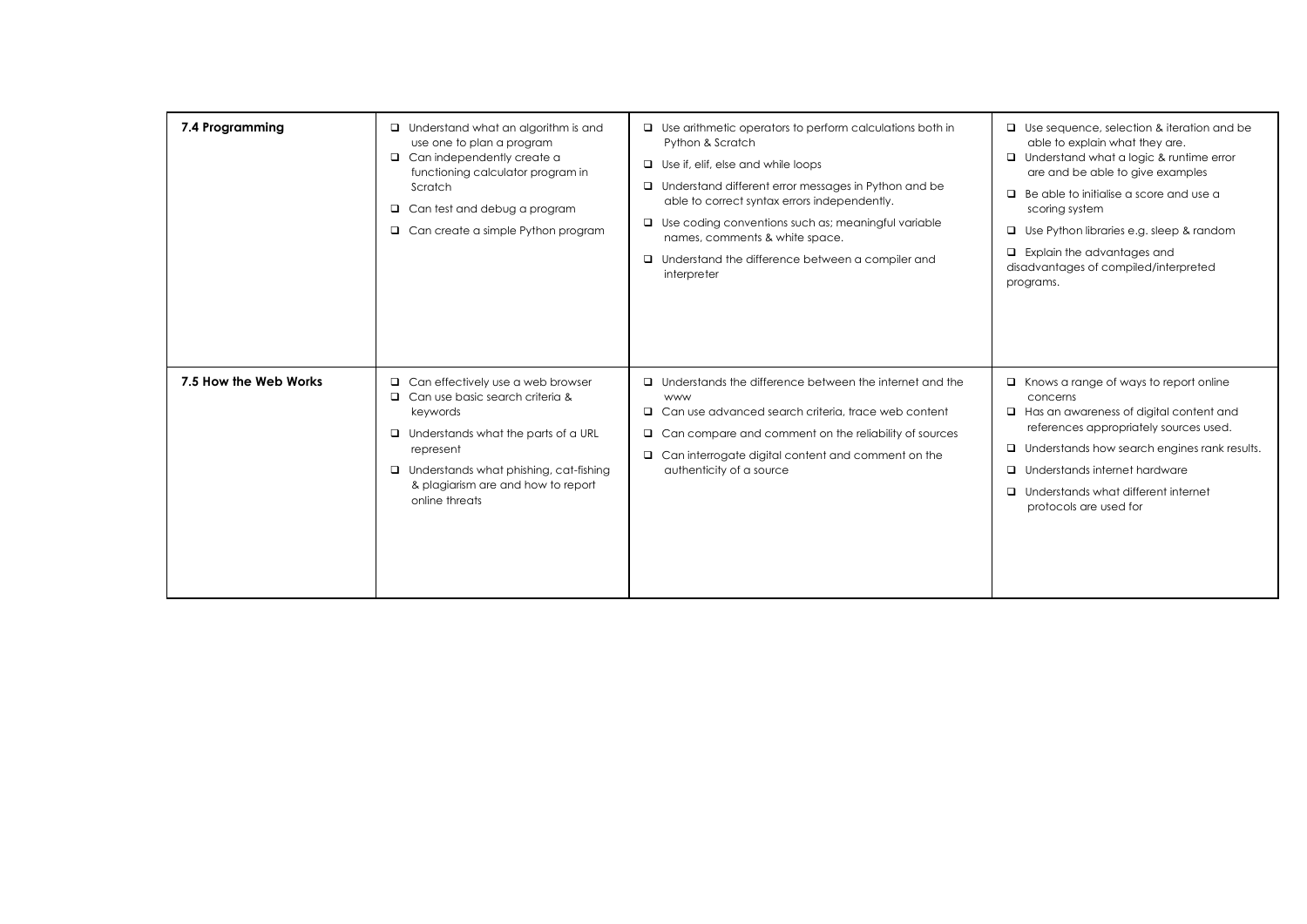| | | | |
|---|---|---|---|
| **7.4 Programming** | ❑ Understand what an algorithm is and use one to plan a program<br>❑ Can independently create a functioning calculator program in Scratch<br>❑ Can test and debug a program<br>❑ Can create a simple Python program | ❑ Use arithmetic operators to perform calculations both in Python & Scratch<br>❑ Use if, elif, else and while loops<br>❑ Understand different error messages in Python and be able to correct syntax errors independently.<br>❑ Use coding conventions such as; meaningful variable names, comments & white space.<br>❑ Understand the difference between a compiler and interpreter | ❑ Use sequence, selection & iteration and be able to explain what they are.<br>❑ Understand what a logic & runtime error are and be able to give examples<br>❑ Be able to initialise a score and use a scoring system<br>❑ Use Python libraries e.g. sleep & random<br>❑ Explain the advantages and disadvantages of compiled/interpreted programs. |
| **7.5 How the Web Works** | ❑ Can effectively use a web browser<br>❑ Can use basic search criteria & keywords<br>❑ Understands what the parts of a URL represent<br>❑ Understands what phishing, cat-fishing & plagiarism are and how to report online threats | ❑ Understands the difference between the internet and the www<br>❑ Can use advanced search criteria, trace web content<br>❑ Can compare and comment on the reliability of sources<br>❑ Can interrogate digital content and comment on the authenticity of a source | ❑ Knows a range of ways to report online concerns<br>❑ Has an awareness of digital content and references appropriately sources used.<br>❑ Understands how search engines rank results.<br>❑ Understands internet hardware<br>❑ Understands what different internet protocols are used for |